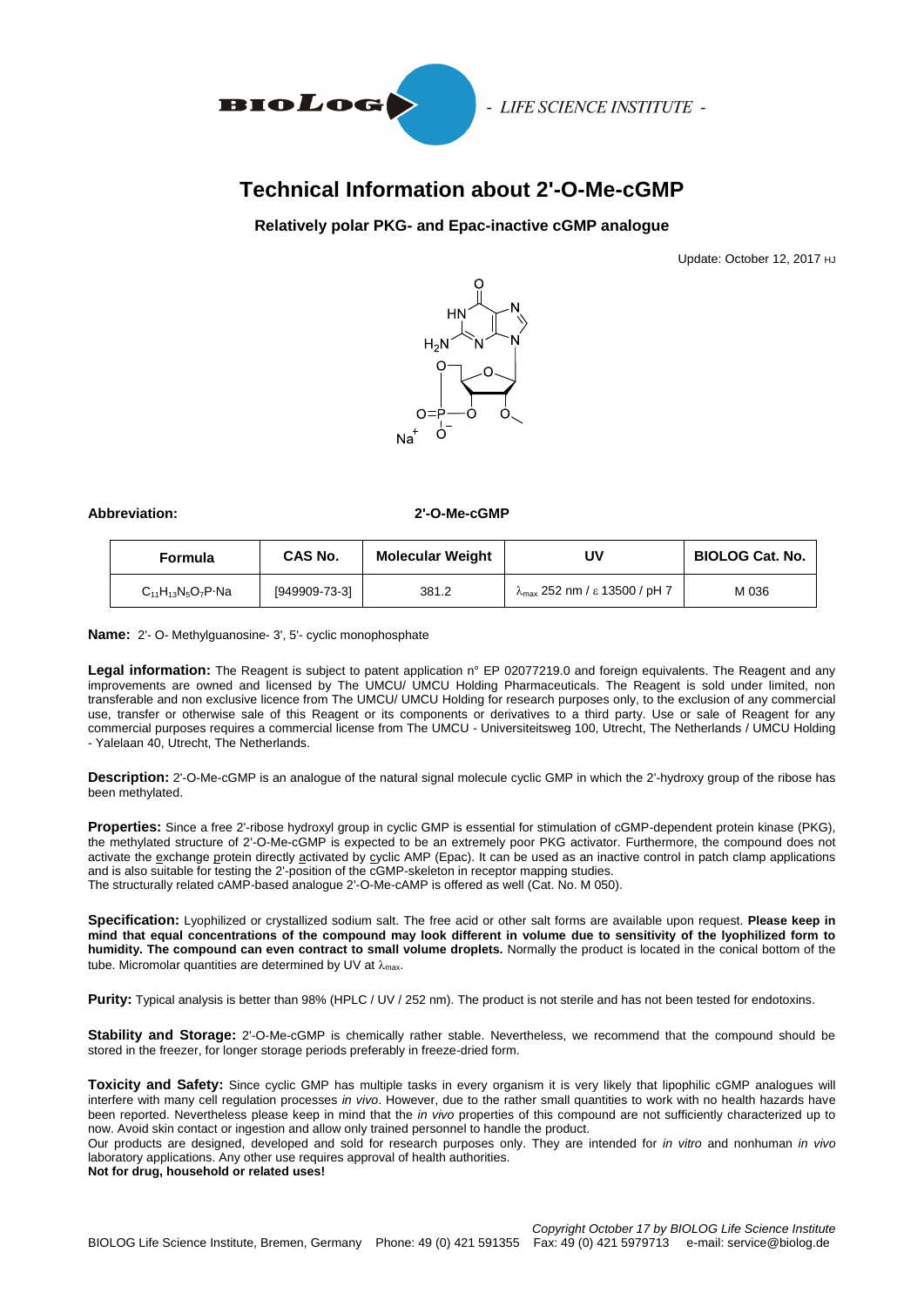BIOLOG - LIFE SCIENCE INSTITUTE -

# Technical Information about 2'-O-Me-cGMP

**Relatively polar PKG- and Epac-inactive cGMP analogue**

Update: October 12, 2017 HJ

**Abbreviation:** **2'-O-Me-cGMP**

| Formula | CAS No. | Molecular Weight | UV | BIOLOG Cat. No. |
|---|---|---|---|---|
| $C_{11}H_{13}N_5O_7P \cdot Na$ | [949909-73-3] | 381.2 | $\lambda_{max}$ 252 nm / ε 13500 / pH 7 | M 036 |

**Name:** 2'- O- Methylguanosine- 3', 5'- cyclic monophosphate

**Legal information:** The Reagent is subject to patent application n° EP 02077219.0 and foreign equivalents. The Reagent and any improvements are owned and licensed by The UMCU/ UMCU Holding Pharmaceuticals. The Reagent is sold under limited, non transferable and non exclusive licence from The UMCU/ UMCU Holding for research purposes only, to the exclusion of any commercial use, transfer or otherwise sale of this Reagent or its components or derivatives to a third party. Use or sale of Reagent for any commercial purposes requires a commercial license from The UMCU - Universiteitsweg 100, Utrecht, The Netherlands / UMCU Holding - Yalelaan 40, Utrecht, The Netherlands.

**Description:** 2'-O-Me-cGMP is an analogue of the natural signal molecule cyclic GMP in which the 2'-hydroxy group of the ribose has been methylated.

**Properties:** Since a free 2'-ribose hydroxyl group in cyclic GMP is essential for stimulation of cGMP-dependent protein kinase (PKG), the methylated structure of 2'-O-Me-cGMP is expected to be an extremely poor PKG activator. Furthermore, the compound does not activate the exchange protein directly activated by cyclic AMP (Epac). It can be used as an inactive control in patch clamp applications and is also suitable for testing the 2'-position of the cGMP-skeleton in receptor mapping studies.
The structurally related cAMP-based analogue 2'-O-Me-cAMP is offered as well (Cat. No. M 050).

**Specification:** Lyophilized or crystallized sodium salt. The free acid or other salt forms are available upon request. **Please keep in mind that equal concentrations of the compound may look different in volume due to sensitivity of the lyophilized form to humidity. The compound can even contract to small volume droplets.** Normally the product is located in the conical bottom of the tube. Micromolar quantities are determined by UV at $\lambda_{max}$.

**Purity:** Typical analysis is better than 98% (HPLC / UV / 252 nm). The product is not sterile and has not been tested for endotoxins.

**Stability and Storage:** 2'-O-Me-cGMP is chemically rather stable. Nevertheless, we recommend that the compound should be stored in the freezer, for longer storage periods preferably in freeze-dried form.

**Toxicity and Safety:** Since cyclic GMP has multiple tasks in every organism it is very likely that lipophilic cGMP analogues will interfere with many cell regulation processes *in vivo*. However, due to the rather small quantities to work with no health hazards have been reported. Nevertheless please keep in mind that the *in vivo* properties of this compound are not sufficiently characterized up to now. Avoid skin contact or ingestion and allow only trained personnel to handle the product.
Our products are designed, developed and sold for research purposes only. They are intended for *in vitro* and nonhuman *in vivo* laboratory applications. Any other use requires approval of health authorities.
**Not for drug, household or related uses!**

*Copyright October 17 by BIOLOG Life Science Institute*
BIOLOG Life Science Institute, Bremen, Germany Phone: 49 (0) 421 591355 Fax: 49 (0) 421 5979713 e-mail: service@biolog.de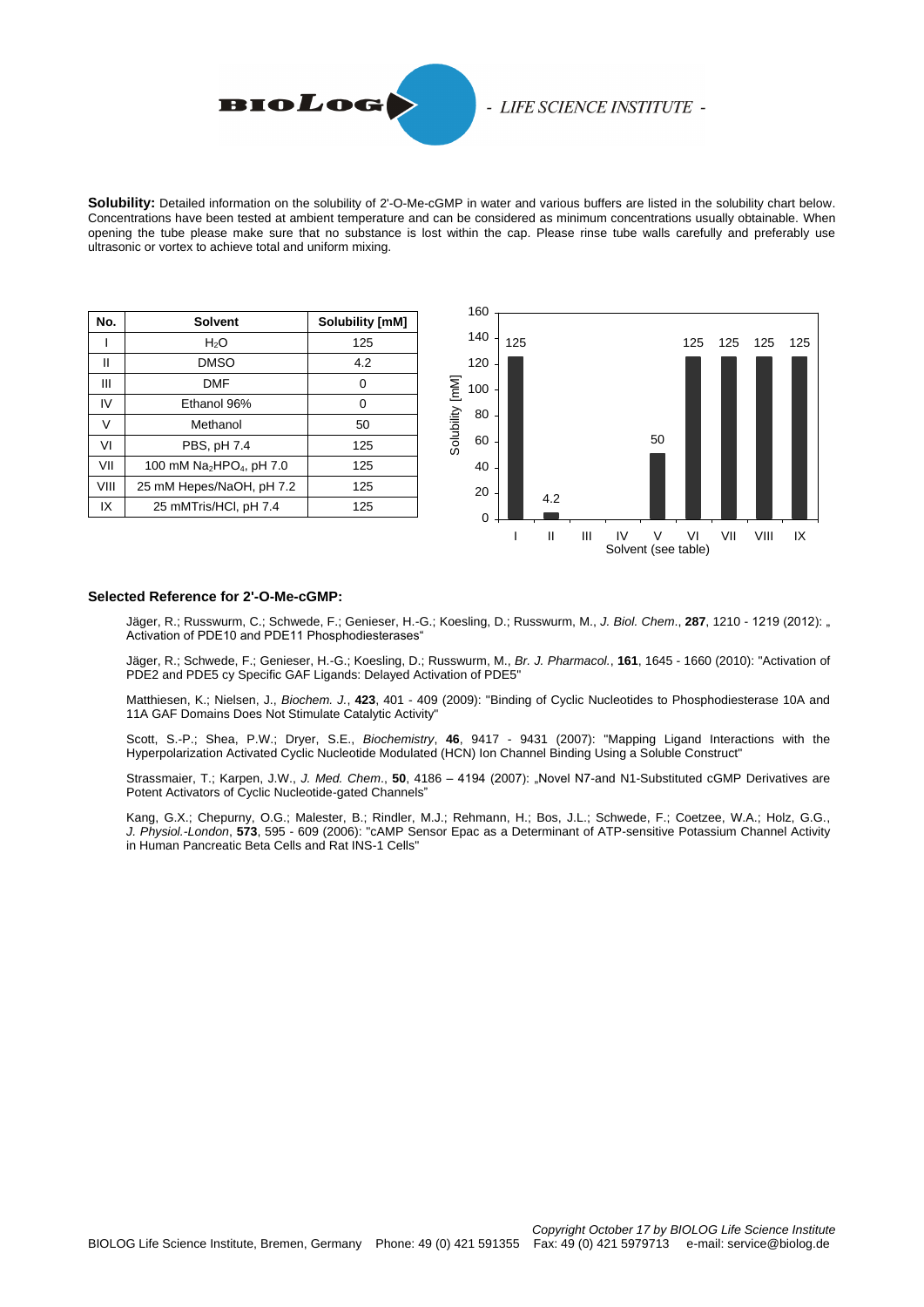**Solubility:** Detailed information on the solubility of 2'-O-Me-cGMP in water and various buffers are listed in the solubility chart below. Concentrations have been tested at ambient temperature and can be considered as minimum concentrations usually obtainable. When opening the tube please make sure that no substance is lost within the cap. Please rinse tube walls carefully and preferably use ultrasonic or vortex to achieve total and uniform mixing.

| No. | Solvent | Solubility [mM] |
|---|---|---|
| I | $H_2O$ | 125 |
| II | DMSO | 4.2 |
| III | DMF | 0 |
| IV | Ethanol 96% | 0 |
| V | Methanol | 50 |
| VI | PBS, pH 7.4 | 125 |
| VII | 100 mM $Na_2HPO_4$, pH 7.0 | 125 |
| VIII | 25 mM Hepes/NaOH, pH 7.2 | 125 |
| IX | 25 mMTris/HCl, pH 7.4 | 125 |

Solubility [mM]
0 20 40 60 80 100 120 140 160
125 4.2 50 125 125 125 125
I II III IV V VI VII VIII IX
Solvent (see table)

**Selected Reference for 2'-O-Me-cGMP:**

Jäger, R.; Russwurm, C.; Schwede, F.; Genieser, H.-G.; Koesling, D.; Russwurm, M., *J. Biol. Chem*., **287**, 1210 - 1219 (2012): „Activation of PDE10 and PDE11 Phosphodiesterases"

Jäger, R.; Schwede, F.; Genieser, H.-G.; Koesling, D.; Russwurm, M., *Br. J. Pharmacol.*, **161**, 1645 - 1660 (2010): "Activation of PDE2 and PDE5 cy Specific GAF Ligands: Delayed Activation of PDE5"

Matthiesen, K.; Nielsen, J., *Biochem. J.*, **423**, 401 - 409 (2009): "Binding of Cyclic Nucleotides to Phosphodiesterase 10A and 11A GAF Domains Does Not Stimulate Catalytic Activity"

Scott, S.-P.; Shea, P.W.; Dryer, S.E., *Biochemistry*, **46**, 9417 - 9431 (2007): "Mapping Ligand Interactions with the Hyperpolarization Activated Cyclic Nucleotide Modulated (HCN) Ion Channel Binding Using a Soluble Construct"

Strassmaier, T.; Karpen, J.W., *J. Med. Chem.*, **50**, 4186 – 4194 (2007): „Novel N7-and N1-Substituted cGMP Derivatives are Potent Activators of Cyclic Nucleotide-gated Channels"

Kang, G.X.; Chepurny, O.G.; Malester, B.; Rindler, M.J.; Rehmann, H.; Bos, J.L.; Schwede, F.; Coetzee, W.A.; Holz, G.G., *J. Physiol.-London*, **573**, 595 - 609 (2006): "cAMP Sensor Epac as a Determinant of ATP-sensitive Potassium Channel Activity in Human Pancreatic Beta Cells and Rat INS-1 Cells"